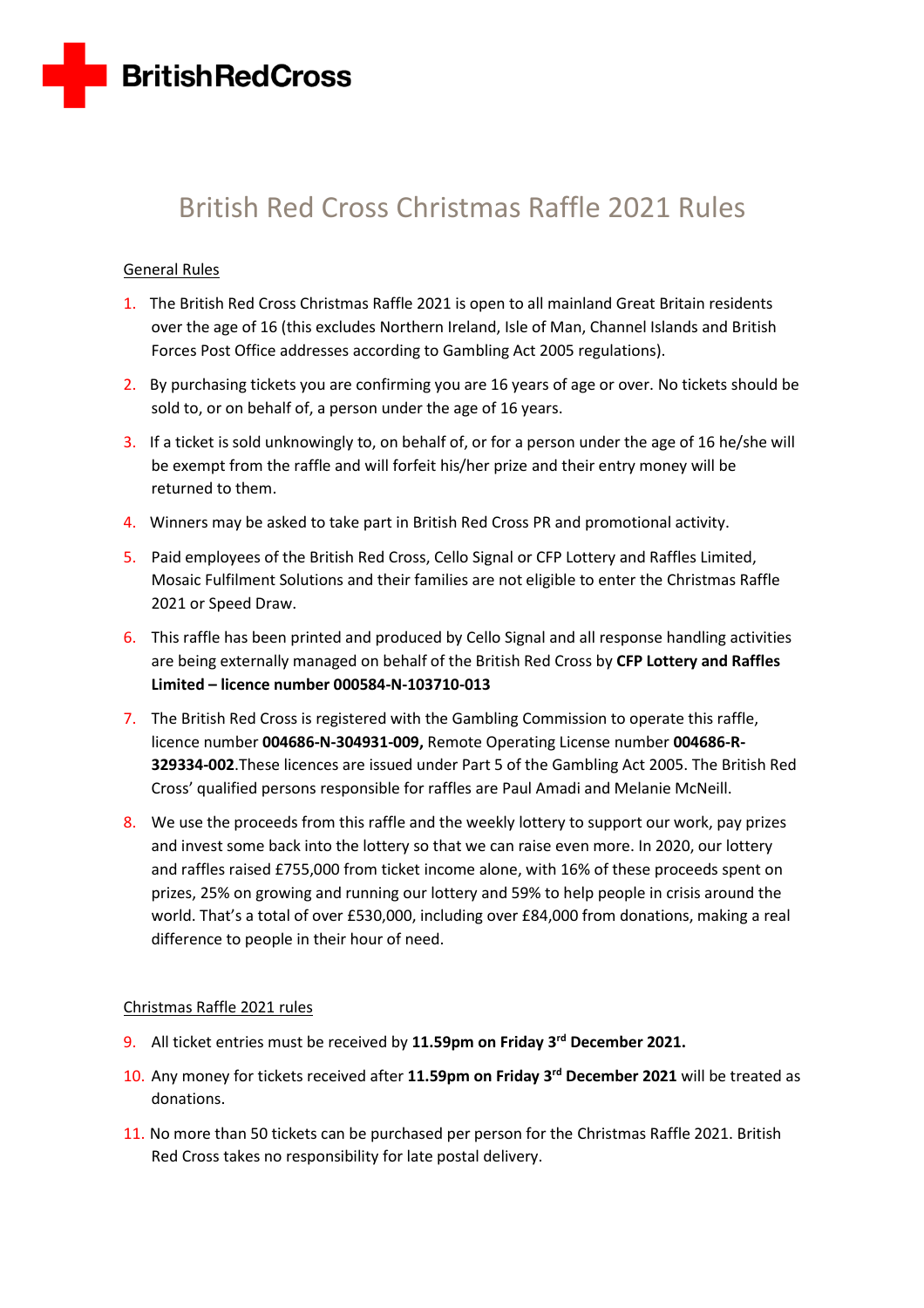BritishRedCross

# British Red Cross Christmas Raffle 2021 Rules

## General Rules

1. The British Red Cross Christmas Raffle 2021 is open to all mainland Great Britain residents over the age of 16 (this excludes Northern Ireland, Isle of Man, Channel Islands and British Forces Post Office addresses according to Gambling Act 2005 regulations).
2. By purchasing tickets you are confirming you are 16 years of age or over. No tickets should be sold to, or on behalf of, a person under the age of 16 years.
3. If a ticket is sold unknowingly to, on behalf of, or for a person under the age of 16 he/she will be exempt from the raffle and will forfeit his/her prize and their entry money will be returned to them.
4. Winners may be asked to take part in British Red Cross PR and promotional activity.
5. Paid employees of the British Red Cross, Cello Signal or CFP Lottery and Raffles Limited, Mosaic Fulfilment Solutions and their families are not eligible to enter the Christmas Raffle 2021 or Speed Draw.
6. This raffle has been printed and produced by Cello Signal and all response handling activities are being externally managed on behalf of the British Red Cross by **CFP Lottery and Raffles Limited – licence number 000584-N-103710-013**
7. The British Red Cross is registered with the Gambling Commission to operate this raffle, licence number **004686-N-304931-009,** Remote Operating License number **004686-R-329334-002**.These licences are issued under Part 5 of the Gambling Act 2005. The British Red Cross' qualified persons responsible for raffles are Paul Amadi and Melanie McNeill.
8. We use the proceeds from this raffle and the weekly lottery to support our work, pay prizes and invest some back into the lottery so that we can raise even more. In 2020, our lottery and raffles raised £755,000 from ticket income alone, with 16% of these proceeds spent on prizes, 25% on growing and running our lottery and 59% to help people in crisis around the world. That's a total of over £530,000, including over £84,000 from donations, making a real difference to people in their hour of need.

## Christmas Raffle 2021 rules

9. All ticket entries must be received by **11.59pm on Friday 3rd December 2021.**
10. Any money for tickets received after **11.59pm on Friday 3rd December 2021** will be treated as donations.
11. No more than 50 tickets can be purchased per person for the Christmas Raffle 2021. British Red Cross takes no responsibility for late postal delivery.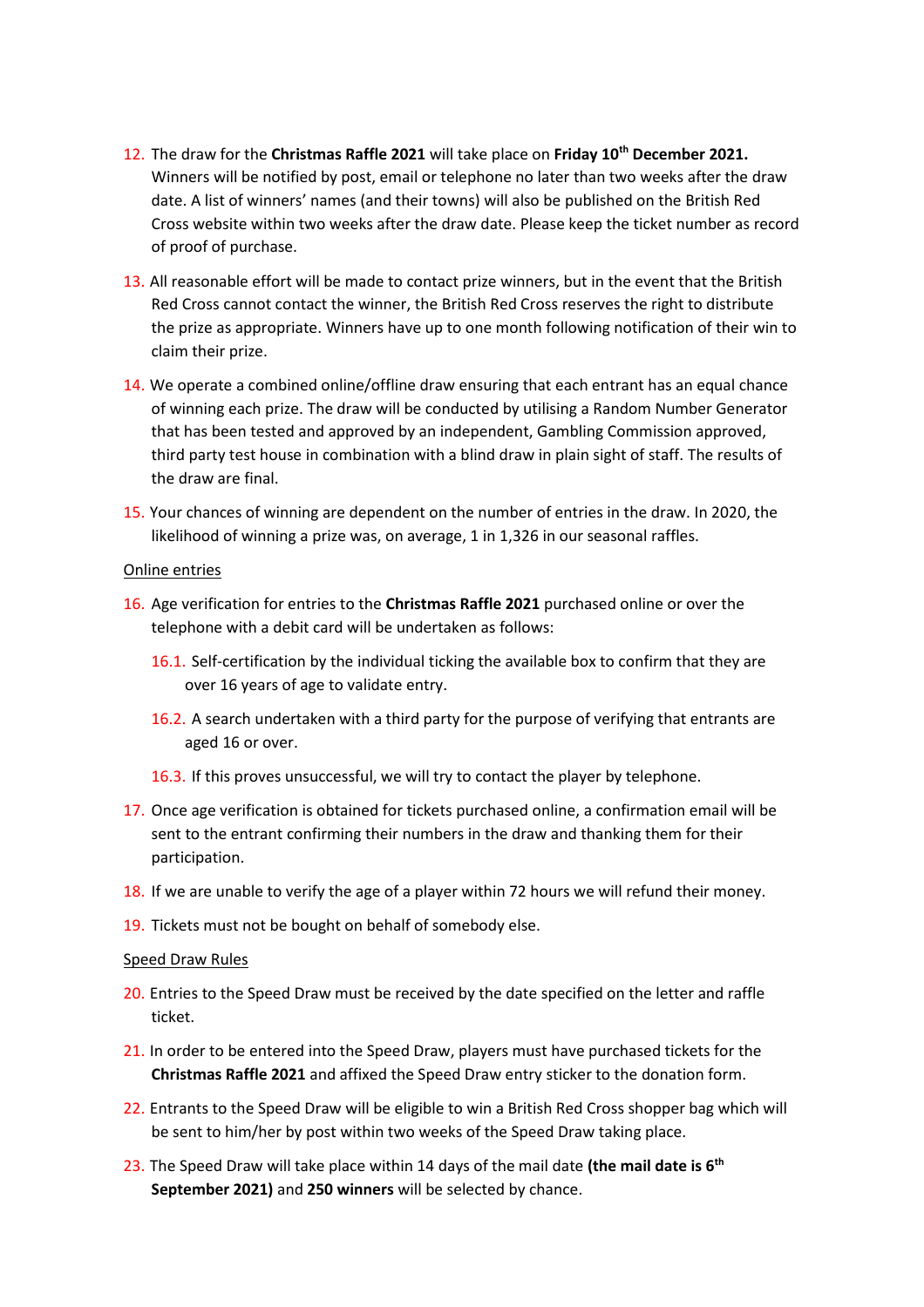12. The draw for the **Christmas Raffle 2021** will take place on **Friday 10th December 2021.** Winners will be notified by post, email or telephone no later than two weeks after the draw date. A list of winners' names (and their towns) will also be published on the British Red Cross website within two weeks after the draw date. Please keep the ticket number as record of proof of purchase.

13. All reasonable effort will be made to contact prize winners, but in the event that the British Red Cross cannot contact the winner, the British Red Cross reserves the right to distribute the prize as appropriate. Winners have up to one month following notification of their win to claim their prize.

14. We operate a combined online/offline draw ensuring that each entrant has an equal chance of winning each prize. The draw will be conducted by utilising a Random Number Generator that has been tested and approved by an independent, Gambling Commission approved, third party test house in combination with a blind draw in plain sight of staff. The results of the draw are final.

15. Your chances of winning are dependent on the number of entries in the draw. In 2020, the likelihood of winning a prize was, on average, 1 in 1,326 in our seasonal raffles.

<u>Online entries</u>

16. Age verification for entries to the **Christmas Raffle 2021** purchased online or over the telephone with a debit card will be undertaken as follows:

    16.1. Self-certification by the individual ticking the available box to confirm that they are over 16 years of age to validate entry.

    16.2. A search undertaken with a third party for the purpose of verifying that entrants are aged 16 or over.

    16.3. If this proves unsuccessful, we will try to contact the player by telephone.

17. Once age verification is obtained for tickets purchased online, a confirmation email will be sent to the entrant confirming their numbers in the draw and thanking them for their participation.

18. If we are unable to verify the age of a player within 72 hours we will refund their money.

19. Tickets must not be bought on behalf of somebody else.

<u>Speed Draw Rules</u>

20. Entries to the Speed Draw must be received by the date specified on the letter and raffle ticket.

21. In order to be entered into the Speed Draw, players must have purchased tickets for the **Christmas Raffle 2021** and affixed the Speed Draw entry sticker to the donation form.

22. Entrants to the Speed Draw will be eligible to win a British Red Cross shopper bag which will be sent to him/her by post within two weeks of the Speed Draw taking place.

23. The Speed Draw will take place within 14 days of the mail date **(the mail date is 6th September 2021)** and **250 winners** will be selected by chance.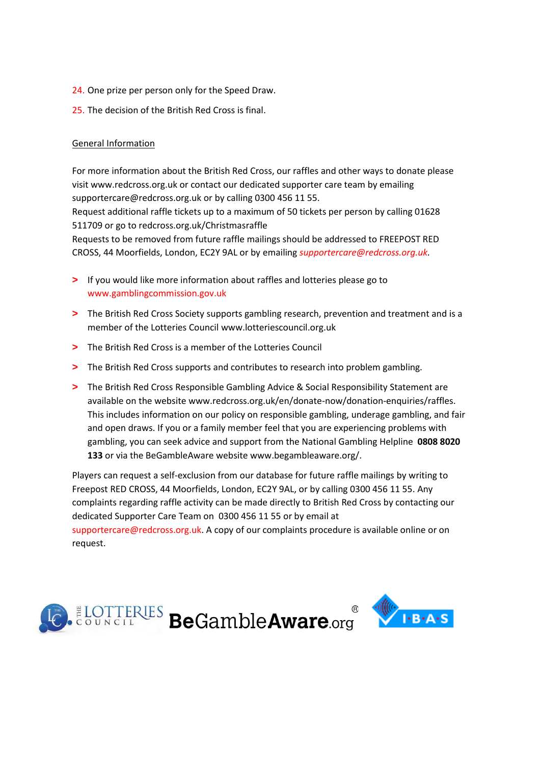24. One prize per person only for the Speed Draw.

25. The decision of the British Red Cross is final.

General Information

For more information about the British Red Cross, our raffles and other ways to donate please visit www.redcross.org.uk or contact our dedicated supporter care team by emailing supportercare@redcross.org.uk or by calling 0300 456 11 55.
Request additional raffle tickets up to a maximum of 50 tickets per person by calling 01628 511709 or go to redcross.org.uk/Christmasraffle
Requests to be removed from future raffle mailings should be addressed to FREEPOST RED CROSS, 44 Moorfields, London, EC2Y 9AL or by emailing *supportercare@redcross.org.uk.*

- If you would like more information about raffles and lotteries please go to www.gamblingcommission.gov.uk
- The British Red Cross Society supports gambling research, prevention and treatment and is a member of the Lotteries Council www.lotteriescouncil.org.uk
- The British Red Cross is a member of the Lotteries Council
- The British Red Cross supports and contributes to research into problem gambling.
- The British Red Cross Responsible Gambling Advice & Social Responsibility Statement are available on the website www.redcross.org.uk/en/donate-now/donation-enquiries/raffles. This includes information on our policy on responsible gambling, underage gambling, and fair and open draws. If you or a family member feel that you are experiencing problems with gambling, you can seek advice and support from the National Gambling Helpline **0808 8020 133** or via the BeGambleAware website www.begambleaware.org/.

Players can request a self-exclusion from our database for future raffle mailings by writing to Freepost RED CROSS, 44 Moorfields, London, EC2Y 9AL, or by calling 0300 456 11 55. Any complaints regarding raffle activity can be made directly to British Red Cross by contacting our dedicated Supporter Care Team on 0300 456 11 55 or by email at supportercare@redcross.org.uk. A copy of our complaints procedure is available online or on request.

THE LOTTERIES COUNCIL BeGambleAware.org® I·B·A·S